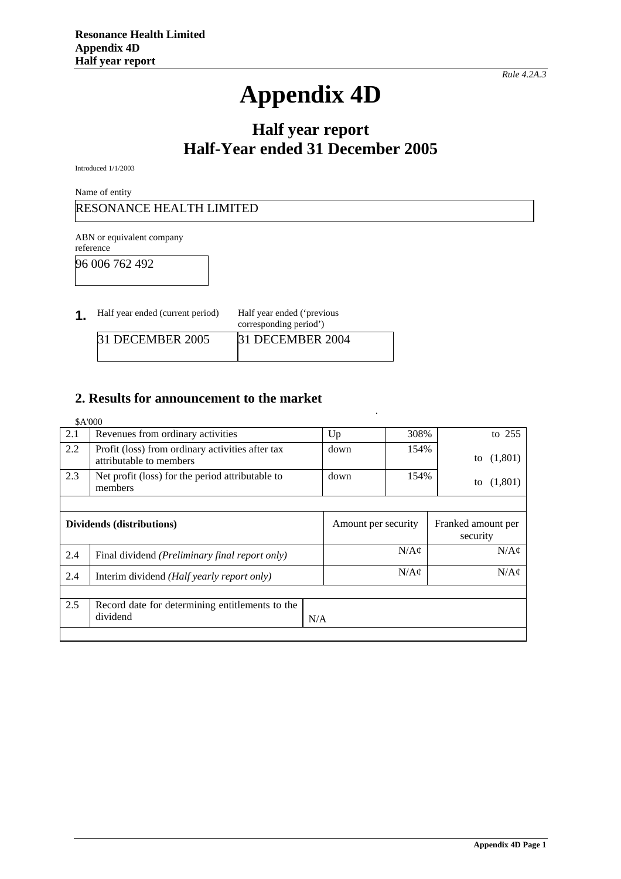*Rule 4.2A.3*

# Appendix 4D

## Half year report
## Half-Year ended 31 December 2005

Introduced 1/1/2003

Name of entity

RESONANCE HEALTH LIMITED

ABN or equivalent company reference

96 006 762 492

**1.**

| Half year ended (current period) | Half year ended ('previous corresponding period') |
|---|---|
| 31 DECEMBER 2005 | 31 DECEMBER 2004 |

## 2. Results for announcement to the market

$A'000

| | | | | |
|---|---|---|---|---|
| 2.1 | Revenues from ordinary activities | Up | 308% | to 255 |
| 2.2 | Profit (loss) from ordinary activities after tax attributable to members | down | 154% | to (1,801) |
| 2.3 | Net profit (loss) for the period attributable to members | down | 154% | to (1,801) |

| Dividends (distributions) | | Amount per security | Franked amount per security |
|---|---|---|---|
| 2.4 | Final dividend *(Preliminary final report only)* | N/A¢ | N/A¢ |
| 2.4 | Interim dividend *(Half yearly report only)* | N/A¢ | N/A¢ |

| | | |
|---|---|---|
| 2.5 | Record date for determining entitlements to the dividend | N/A |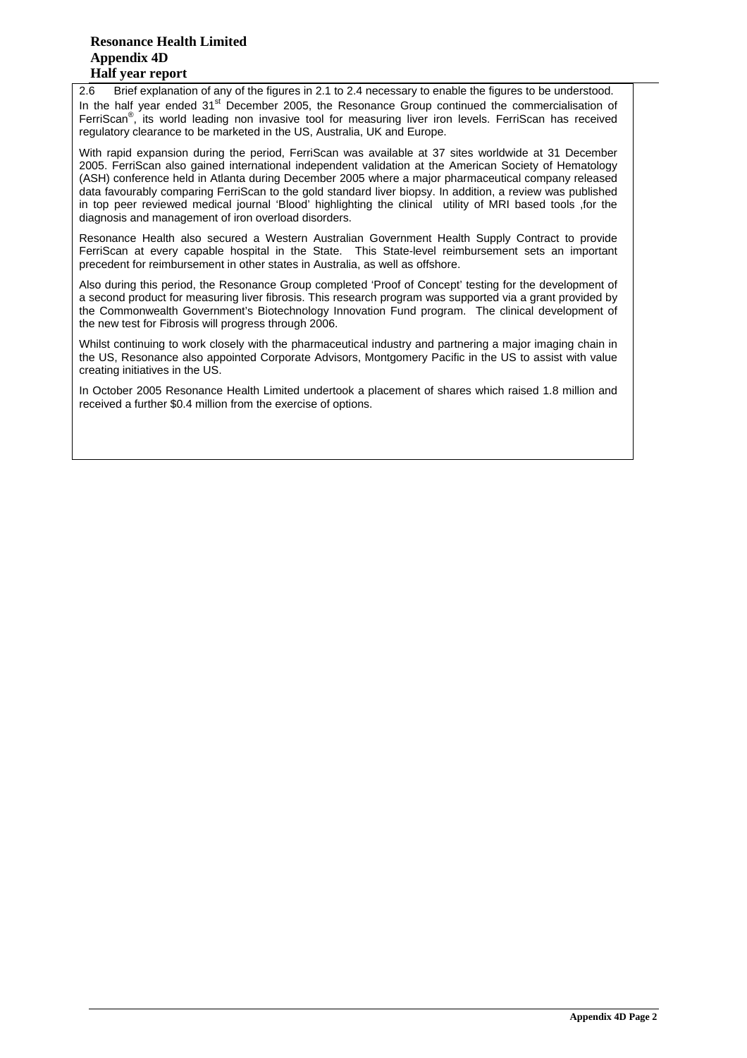2.6 Brief explanation of any of the figures in 2.1 to 2.4 necessary to enable the figures to be understood.

In the half year ended 31st December 2005, the Resonance Group continued the commercialisation of FerriScan®, its world leading non invasive tool for measuring liver iron levels. FerriScan has received regulatory clearance to be marketed in the US, Australia, UK and Europe.

With rapid expansion during the period, FerriScan was available at 37 sites worldwide at 31 December 2005. FerriScan also gained international independent validation at the American Society of Hematology (ASH) conference held in Atlanta during December 2005 where a major pharmaceutical company released data favourably comparing FerriScan to the gold standard liver biopsy. In addition, a review was published in top peer reviewed medical journal 'Blood' highlighting the clinical utility of MRI based tools ,for the diagnosis and management of iron overload disorders.

Resonance Health also secured a Western Australian Government Health Supply Contract to provide FerriScan at every capable hospital in the State. This State-level reimbursement sets an important precedent for reimbursement in other states in Australia, as well as offshore.

Also during this period, the Resonance Group completed 'Proof of Concept' testing for the development of a second product for measuring liver fibrosis. This research program was supported via a grant provided by the Commonwealth Government's Biotechnology Innovation Fund program. The clinical development of the new test for Fibrosis will progress through 2006.

Whilst continuing to work closely with the pharmaceutical industry and partnering a major imaging chain in the US, Resonance also appointed Corporate Advisors, Montgomery Pacific in the US to assist with value creating initiatives in the US.

In October 2005 Resonance Health Limited undertook a placement of shares which raised 1.8 million and received a further $0.4 million from the exercise of options.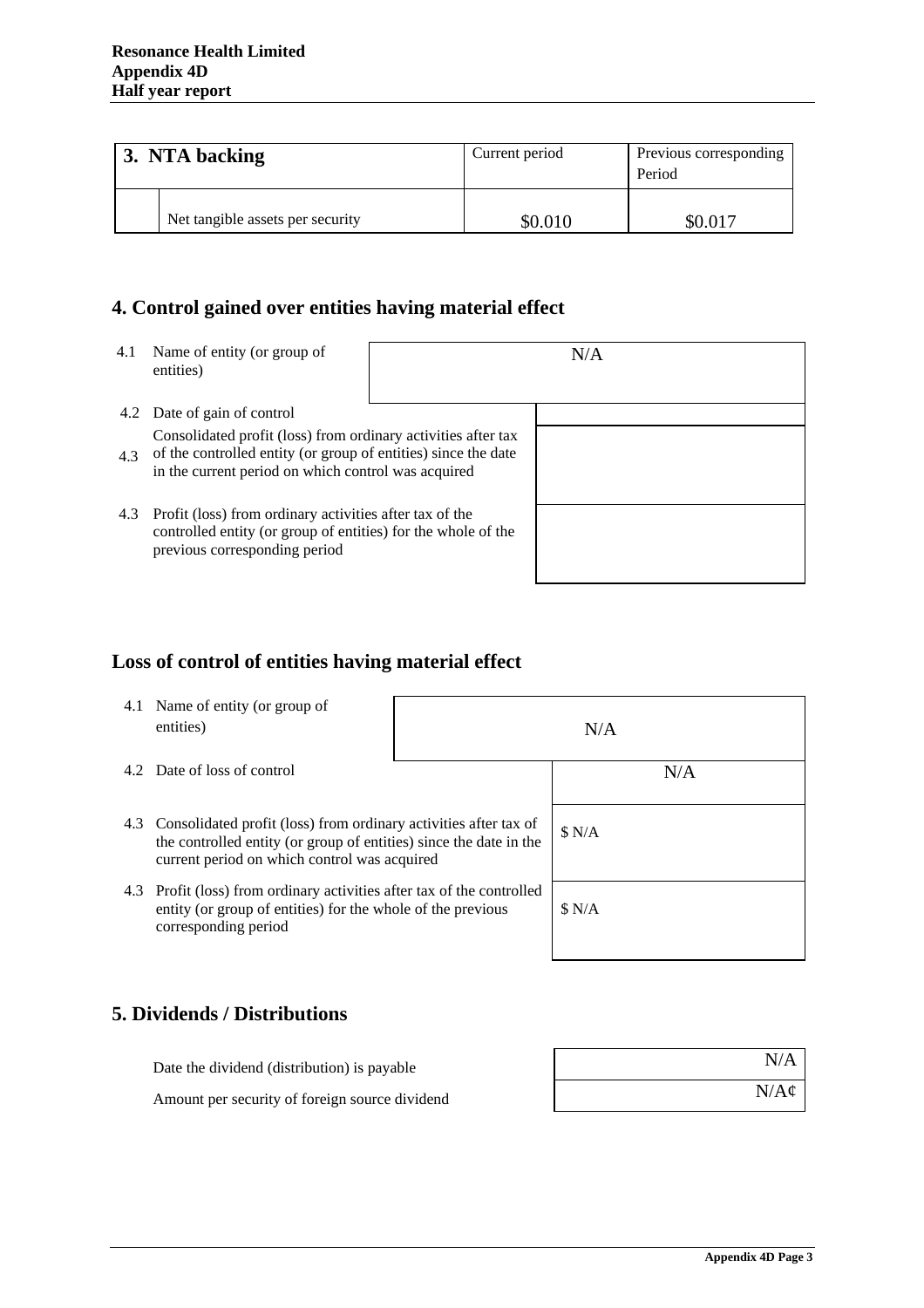| 3. NTA backing | | Current period | Previous corresponding Period |
|---|---|---|---|
| | Net tangible assets per security | \$0.010 | \$0.017 |

## 4. Control gained over entities having material effect

| | | |
|---|---|---|
| 4.1 | Name of entity (or group of entities) | N/A |
| 4.2 | Date of gain of control | |
| 4.3 | Consolidated profit (loss) from ordinary activities after tax of the controlled entity (or group of entities) since the date in the current period on which control was acquired | |
| 4.3 | Profit (loss) from ordinary activities after tax of the controlled entity (or group of entities) for the whole of the previous corresponding period | |

## Loss of control of entities having material effect

| | | |
|---|---|---|
| 4.1 | Name of entity (or group of entities) | N/A |
| 4.2 | Date of loss of control | N/A |
| 4.3 | Consolidated profit (loss) from ordinary activities after tax of the controlled entity (or group of entities) since the date in the current period on which control was acquired | \$ N/A |
| 4.3 | Profit (loss) from ordinary activities after tax of the controlled entity (or group of entities) for the whole of the previous corresponding period | \$ N/A |

## 5. Dividends / Distributions

| | |
|---|---|
| Date the dividend (distribution) is payable | N/A |
| Amount per security of foreign source dividend | N/A¢ |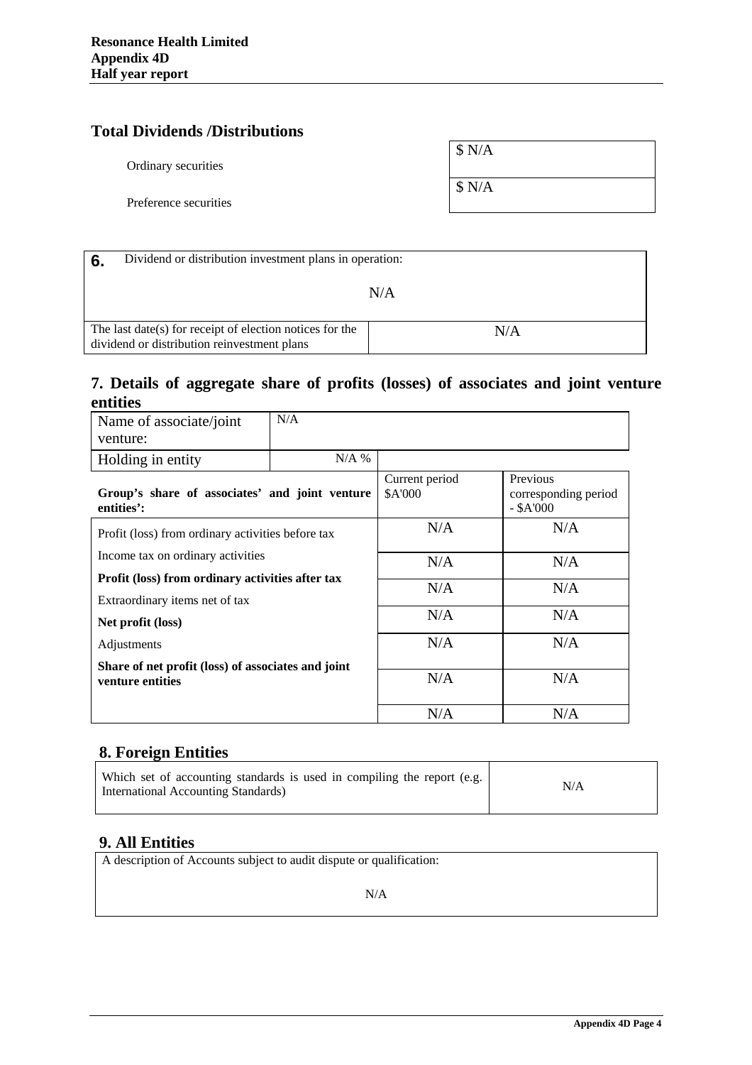**Resonance Health Limited**
**Appendix 4D**
**Half year report**

## Total Dividends /Distributions

| | |
|---|---|
| Ordinary securities | $ N/A |
| Preference securities | $ N/A |

| | |
|---|---|
| **6.** Dividend or distribution investment plans in operation: | |
| N/A | |
| The last date(s) for receipt of election notices for the dividend or distribution reinvestment plans | N/A |

## 7. Details of aggregate share of profits (losses) of associates and joint venture entities

| | | | |
|---|---|---|---|
| Name of associate/joint venture: | N/A | | |
| Holding in entity | N/A % | | |
| **Group's share of associates' and joint venture entities':** | | Current period $A'000 | Previous corresponding period - $A'000 |
| Profit (loss) from ordinary activities before tax | | N/A | N/A |
| Income tax on ordinary activities | | N/A | N/A |
| **Profit (loss) from ordinary activities after tax** | | N/A | N/A |
| Extraordinary items net of tax | | N/A | N/A |
| **Net profit (loss)** | | N/A | N/A |
| Adjustments | | N/A | N/A |
| **Share of net profit (loss) of associates and joint venture entities** | | N/A | N/A |
| | | N/A | N/A |

## 8. Foreign Entities

| | |
|---|---|
| Which set of accounting standards is used in compiling the report (e.g. International Accounting Standards) | N/A |

## 9. All Entities

A description of Accounts subject to audit dispute or qualification:

N/A